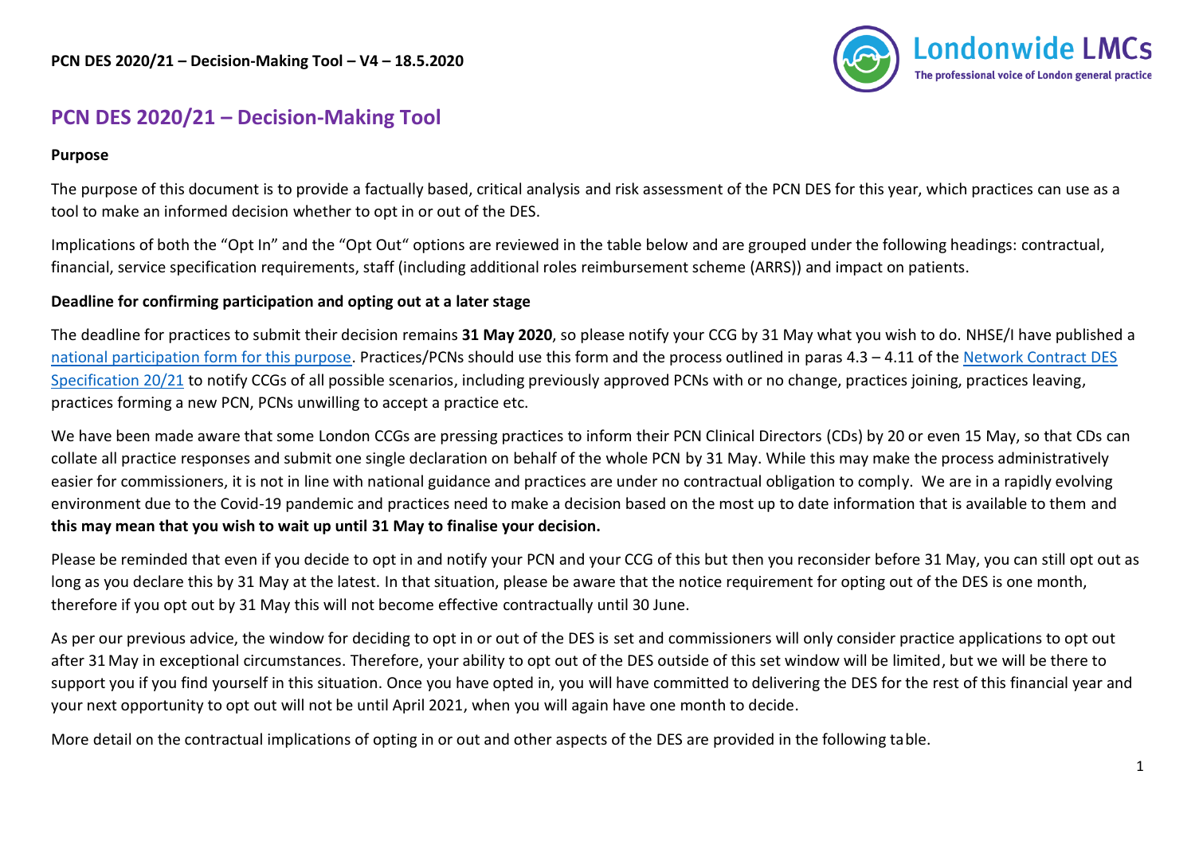# PCN DES 2020/21 – Decision-Making Tool

## Purpose

The purpose of this document is to provide a factually based, critical analysis and risk assessment of the PCN DES for this year, which practices can use as a tool to make an informed decision whether to opt in or out of the DES.

Implications of both the "Opt In" and the "Opt Out" options are reviewed in the table below and are grouped under the following headings: contractual, financial, service specification requirements, staff (including additional roles reimbursement scheme (ARRS)) and impact on patients.

## Deadline for confirming participation and opting out at a later stage

The deadline for practices to submit their decision remains **31 May 2020**, so please notify your CCG by 31 May what you wish to do. NHSE/I have published a national participation form for this purpose. Practices/PCNs should use this form and the process outlined in paras 4.3 – 4.11 of the Network Contract DES Specification 20/21 to notify CCGs of all possible scenarios, including previously approved PCNs with or no change, practices joining, practices leaving, practices forming a new PCN, PCNs unwilling to accept a practice etc.

We have been made aware that some London CCGs are pressing practices to inform their PCN Clinical Directors (CDs) by 20 or even 15 May, so that CDs can collate all practice responses and submit one single declaration on behalf of the whole PCN by 31 May. While this may make the process administratively easier for commissioners, it is not in line with national guidance and practices are under no contractual obligation to comply. We are in a rapidly evolving environment due to the Covid-19 pandemic and practices need to make a decision based on the most up to date information that is available to them and **this may mean that you wish to wait up until 31 May to finalise your decision.**

Please be reminded that even if you decide to opt in and notify your PCN and your CCG of this but then you reconsider before 31 May, you can still opt out as long as you declare this by 31 May at the latest. In that situation, please be aware that the notice requirement for opting out of the DES is one month, therefore if you opt out by 31 May this will not become effective contractually until 30 June.

As per our previous advice, the window for deciding to opt in or out of the DES is set and commissioners will only consider practice applications to opt out after 31 May in exceptional circumstances. Therefore, your ability to opt out of the DES outside of this set window will be limited, but we will be there to support you if you find yourself in this situation. Once you have opted in, you will have committed to delivering the DES for the rest of this financial year and your next opportunity to opt out will not be until April 2021, when you will again have one month to decide.

More detail on the contractual implications of opting in or out and other aspects of the DES are provided in the following table.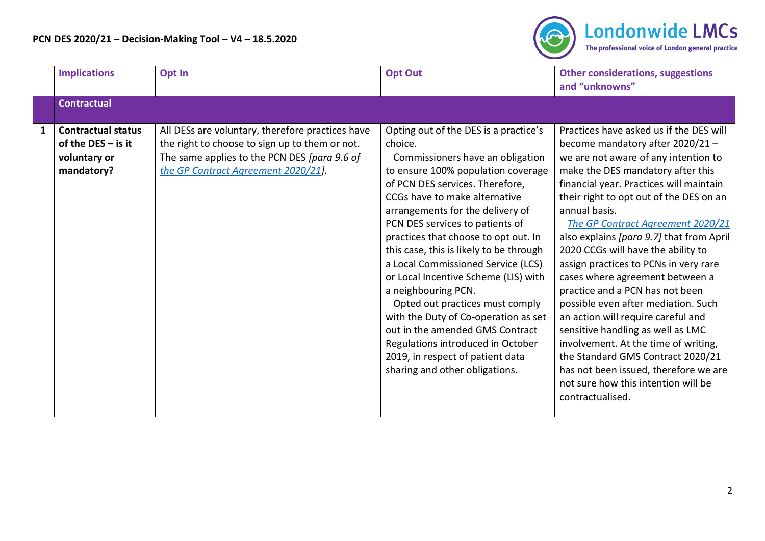| | Implications | Opt In | Opt Out | Other considerations, suggestions and "unknowns" |
|---|---|---|---|---|
| | **Contractual** | | | |
| 1 | **Contractual status of the DES – is it voluntary or mandatory?** | All DESs are voluntary, therefore practices have the right to choose to sign up to them or not. The same applies to the PCN DES *[para 9.6 of the GP Contract Agreement 2020/21].* | Opting out of the DES is a practice's choice. Commissioners have an obligation to ensure 100% population coverage of PCN DES services. Therefore, CCGs have to make alternative arrangements for the delivery of PCN DES services to patients of practices that choose to opt out. In this case, this is likely to be through a Local Commissioned Service (LCS) or Local Incentive Scheme (LIS) with a neighbouring PCN. Opted out practices must comply with the Duty of Co-operation as set out in the amended GMS Contract Regulations introduced in October 2019, in respect of patient data sharing and other obligations. | Practices have asked us if the DES will become mandatory after 2020/21 – we are not aware of any intention to make the DES mandatory after this financial year. Practices will maintain their right to opt out of the DES on an annual basis. The GP Contract Agreement 2020/21 also explains *[para 9.7]* that from April 2020 CCGs will have the ability to assign practices to PCNs in very rare cases where agreement between a practice and a PCN has not been possible even after mediation. Such an action will require careful and sensitive handling as well as LMC involvement. At the time of writing, the Standard GMS Contract 2020/21 has not been issued, therefore we are not sure how this intention will be contractualised. |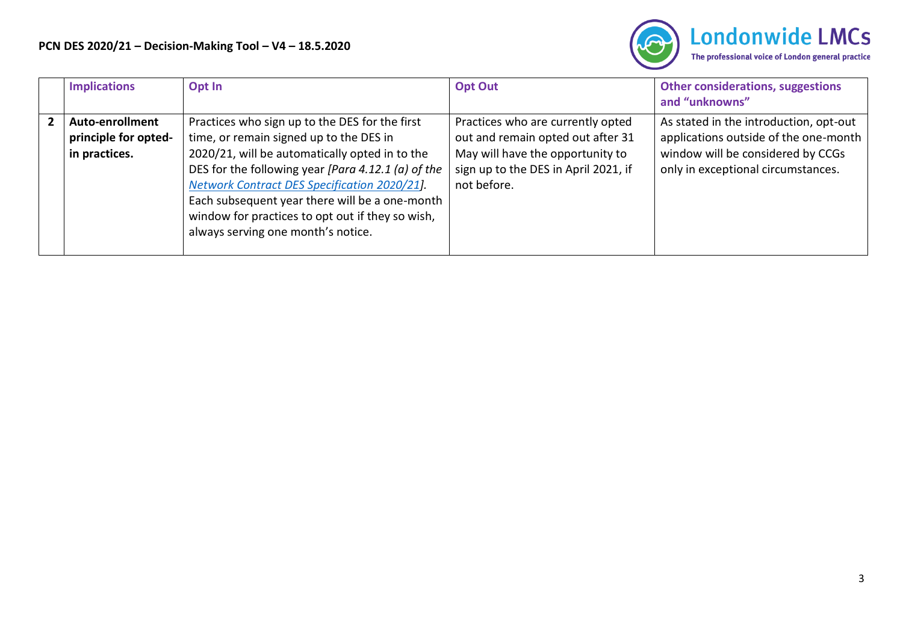| | **Implications** | **Opt In** | **Opt Out** | **Other considerations, suggestions and "unknowns"** |
|---|---|---|---|---|
| **2** | **Auto-enrollment principle for opted-in practices.** | Practices who sign up to the DES for the first time, or remain signed up to the DES in 2020/21, will be automatically opted in to the DES for the following year *[Para 4.12.1 (a) of the [Network Contract DES Specification 2020/21](Network Contract DES Specification 2020/21)].* Each subsequent year there will be a one-month window for practices to opt out if they so wish, always serving one month's notice. | Practices who are currently opted out and remain opted out after 31 May will have the opportunity to sign up to the DES in April 2021, if not before. | As stated in the introduction, opt-out applications outside of the one-month window will be considered by CCGs only in exceptional circumstances. |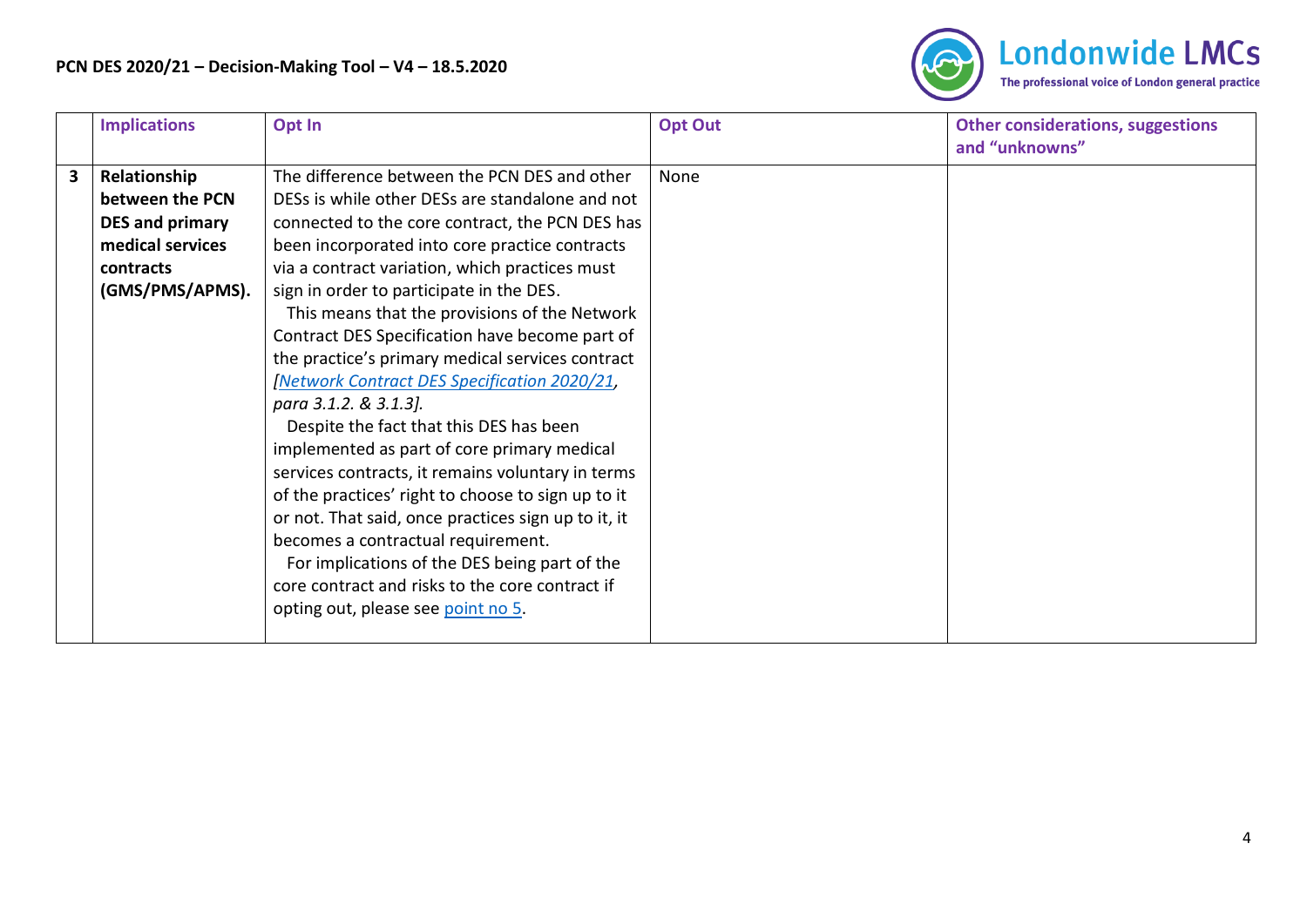| | Implications | Opt In | Opt Out | Other considerations, suggestions and "unknowns" |
|---|---|---|---|---|
| **3** | **Relationship between the PCN DES and primary medical services contracts (GMS/PMS/APMS).** | The difference between the PCN DES and other DESs is while other DESs are standalone and not connected to the core contract, the PCN DES has been incorporated into core practice contracts via a contract variation, which practices must sign in order to participate in the DES.<br>This means that the provisions of the Network Contract DES Specification have become part of the practice's primary medical services contract *[Network Contract DES Specification 2020/21, para 3.1.2. & 3.1.3].*<br>Despite the fact that this DES has been implemented as part of core primary medical services contracts, it remains voluntary in terms of the practices' right to choose to sign up to it or not. That said, once practices sign up to it, it becomes a contractual requirement.<br>For implications of the DES being part of the core contract and risks to the core contract if opting out, please see point no 5. | None | |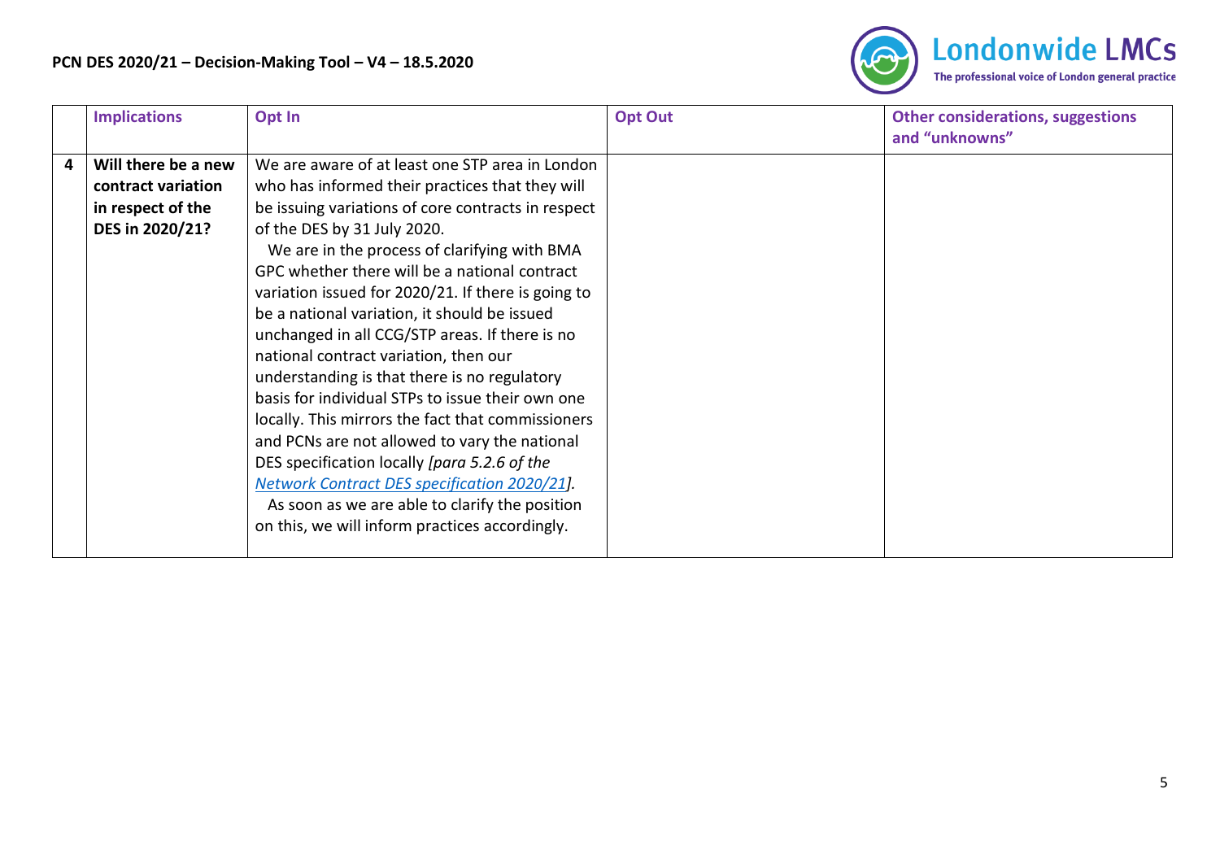|   | Implications | Opt In | Opt Out | Other considerations, suggestions and "unknowns" |
|---|---|---|---|---|
| 4 | **Will there be a new contract variation in respect of the DES in 2020/21?** | We are aware of at least one STP area in London who has informed their practices that they will be issuing variations of core contracts in respect of the DES by 31 July 2020.<br>We are in the process of clarifying with BMA GPC whether there will be a national contract variation issued for 2020/21. If there is going to be a national variation, it should be issued unchanged in all CCG/STP areas. If there is no national contract variation, then our understanding is that there is no regulatory basis for individual STPs to issue their own one locally. This mirrors the fact that commissioners and PCNs are not allowed to vary the national DES specification locally *[para 5.2.6 of the Network Contract DES specification 2020/21].*<br>As soon as we are able to clarify the position on this, we will inform practices accordingly. | | |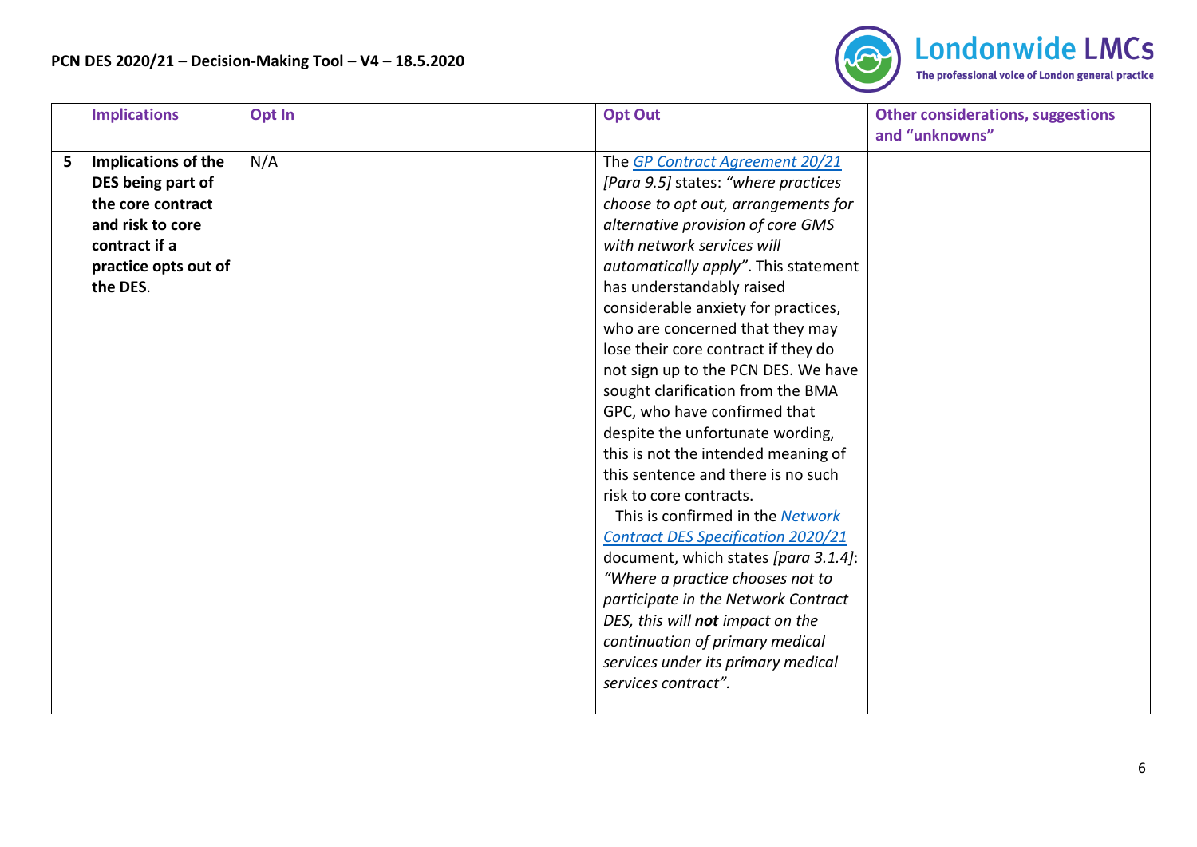| | Implications | Opt In | Opt Out | Other considerations, suggestions and "unknowns" |
|---|---|---|---|---|
| 5 | **Implications of the DES being part of the core contract and risk to core contract if a practice opts out of the DES**. | N/A | The *GP Contract Agreement 20/21* *[Para 9.5]* states: *"where practices choose to opt out, arrangements for alternative provision of core GMS with network services will automatically apply"*. This statement has understandably raised considerable anxiety for practices, who are concerned that they may lose their core contract if they do not sign up to the PCN DES. We have sought clarification from the BMA GPC, who have confirmed that despite the unfortunate wording, this is not the intended meaning of this sentence and there is no such risk to core contracts. This is confirmed in the *Network Contract DES Specification 2020/21* document, which states *[para 3.1.4]*: *"Where a practice chooses not to participate in the Network Contract DES, this will **not** impact on the continuation of primary medical services under its primary medical services contract".* | |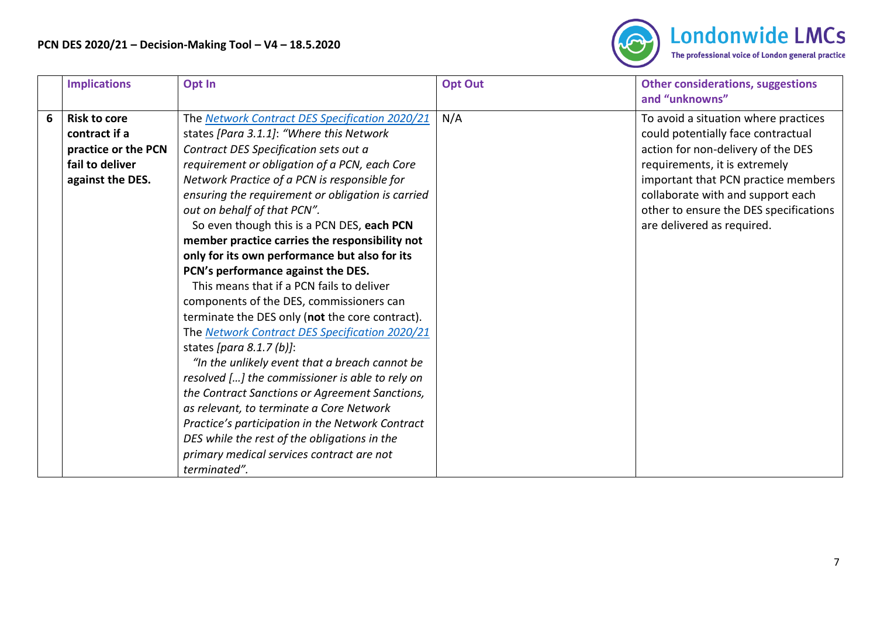| | Implications | Opt In | Opt Out | Other considerations, suggestions and "unknowns" |
|---|---|---|---|---|
| 6 | **Risk to core contract if a practice or the PCN fail to deliver against the DES.** | The *Network Contract DES Specification 2020/21* states *[Para 3.1.1]*: *"Where this Network Contract DES Specification sets out a requirement or obligation of a PCN, each Core Network Practice of a PCN is responsible for ensuring the requirement or obligation is carried out on behalf of that PCN".* <br> So even though this is a PCN DES, **each PCN member practice carries the responsibility not only for its own performance but also for its PCN's performance against the DES.** <br> This means that if a PCN fails to deliver components of the DES, commissioners can terminate the DES only (**not** the core contract). The *Network Contract DES Specification 2020/21* states *[para 8.1.7 (b)]*: <br> *"In the unlikely event that a breach cannot be resolved […] the commissioner is able to rely on the Contract Sanctions or Agreement Sanctions, as relevant, to terminate a Core Network Practice's participation in the Network Contract DES while the rest of the obligations in the primary medical services contract are not terminated".* | N/A | To avoid a situation where practices could potentially face contractual action for non-delivery of the DES requirements, it is extremely important that PCN practice members collaborate with and support each other to ensure the DES specifications are delivered as required. |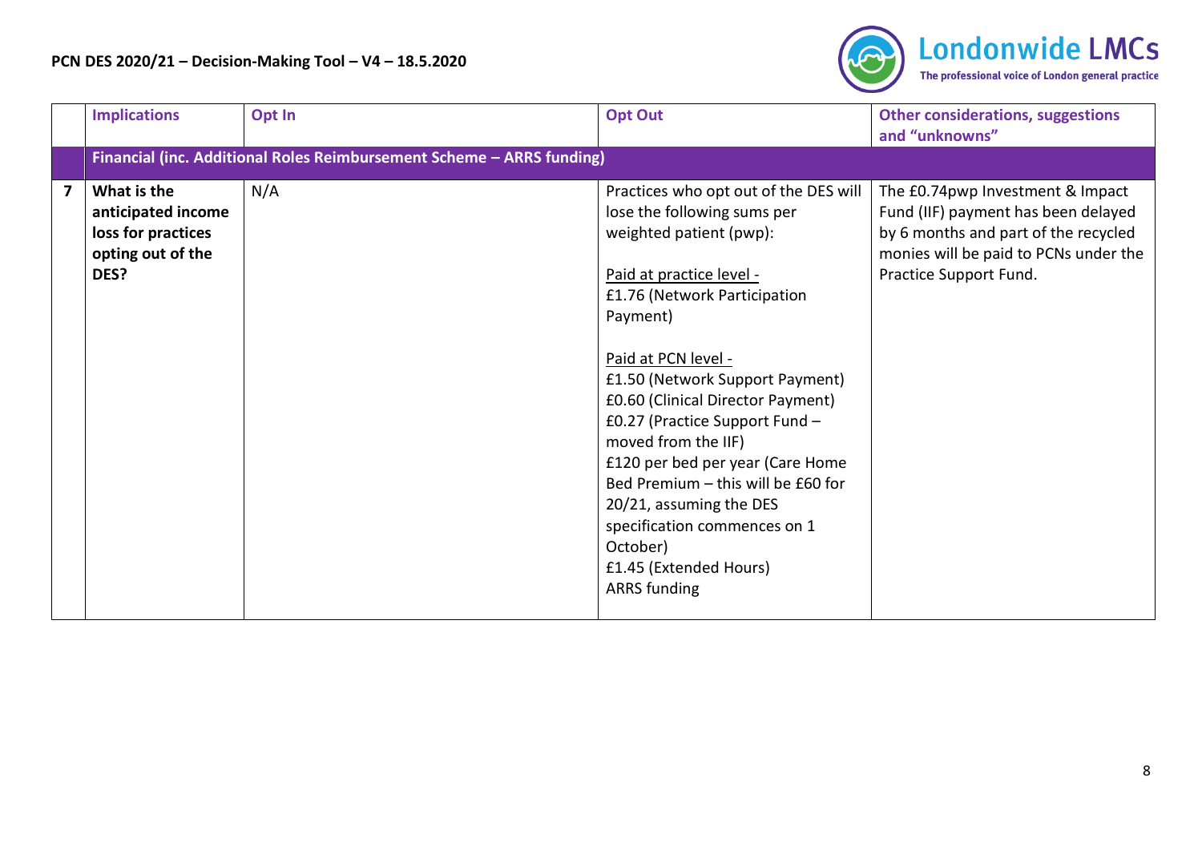| | Implications | Opt In | Opt Out | Other considerations, suggestions and "unknowns" |
|---|---|---|---|---|
| | **Financial (inc. Additional Roles Reimbursement Scheme – ARRS funding)** | | | |
| **7** | **What is the anticipated income loss for practices opting out of the DES?** | N/A | Practices who opt out of the DES will lose the following sums per weighted patient (pwp):<br><br>Paid at practice level -<br>£1.76 (Network Participation Payment)<br><br>Paid at PCN level -<br>£1.50 (Network Support Payment)<br>£0.60 (Clinical Director Payment)<br>£0.27 (Practice Support Fund – moved from the IIF)<br>£120 per bed per year (Care Home Bed Premium – this will be £60 for 20/21, assuming the DES specification commences on 1 October)<br>£1.45 (Extended Hours)<br>ARRS funding | The £0.74pwp Investment & Impact Fund (IIF) payment has been delayed by 6 months and part of the recycled monies will be paid to PCNs under the Practice Support Fund. |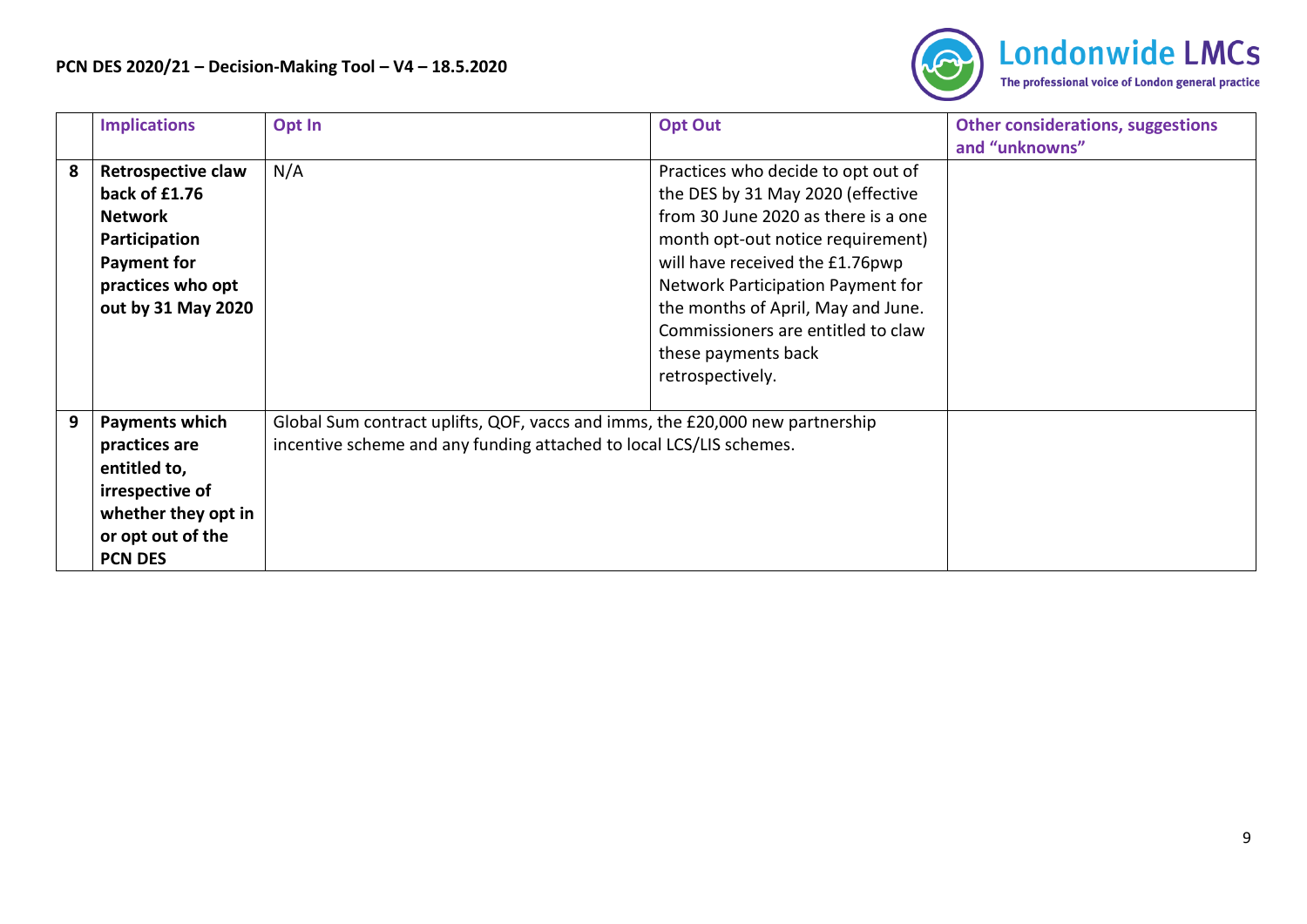| | Implications | Opt In | Opt Out | Other considerations, suggestions and "unknowns" |
|---|---|---|---|---|
| 8 | **Retrospective claw back of £1.76 Network Participation Payment for practices who opt out by 31 May 2020** | N/A | Practices who decide to opt out of the DES by 31 May 2020 (effective from 30 June 2020 as there is a one month opt-out notice requirement) will have received the £1.76pwp Network Participation Payment for the months of April, May and June. Commissioners are entitled to claw these payments back retrospectively. | |
| 9 | **Payments which practices are entitled to, irrespective of whether they opt in or opt out of the PCN DES** | Global Sum contract uplifts, QOF, vaccs and imms, the £20,000 new partnership incentive scheme and any funding attached to local LCS/LIS schemes. | | |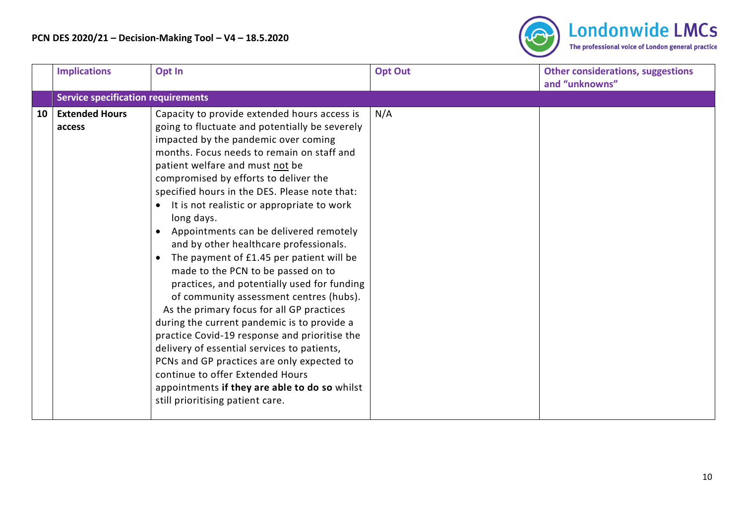| | Implications | Opt In | Opt Out | Other considerations, suggestions and "unknowns" |
|---|---|---|---|---|
| | **Service specification requirements** | | | |
| **10** | **Extended Hours access** | Capacity to provide extended hours access is going to fluctuate and potentially be severely impacted by the pandemic over coming months. Focus needs to remain on staff and patient welfare and must not be compromised by efforts to deliver the specified hours in the DES. Please note that:<br>• It is not realistic or appropriate to work long days.<br>• Appointments can be delivered remotely and by other healthcare professionals.<br>• The payment of £1.45 per patient will be made to the PCN to be passed on to practices, and potentially used for funding of community assessment centres (hubs).<br>As the primary focus for all GP practices during the current pandemic is to provide a practice Covid-19 response and prioritise the delivery of essential services to patients, PCNs and GP practices are only expected to continue to offer Extended Hours appointments **if they are able to do so** whilst still prioritising patient care. | N/A | |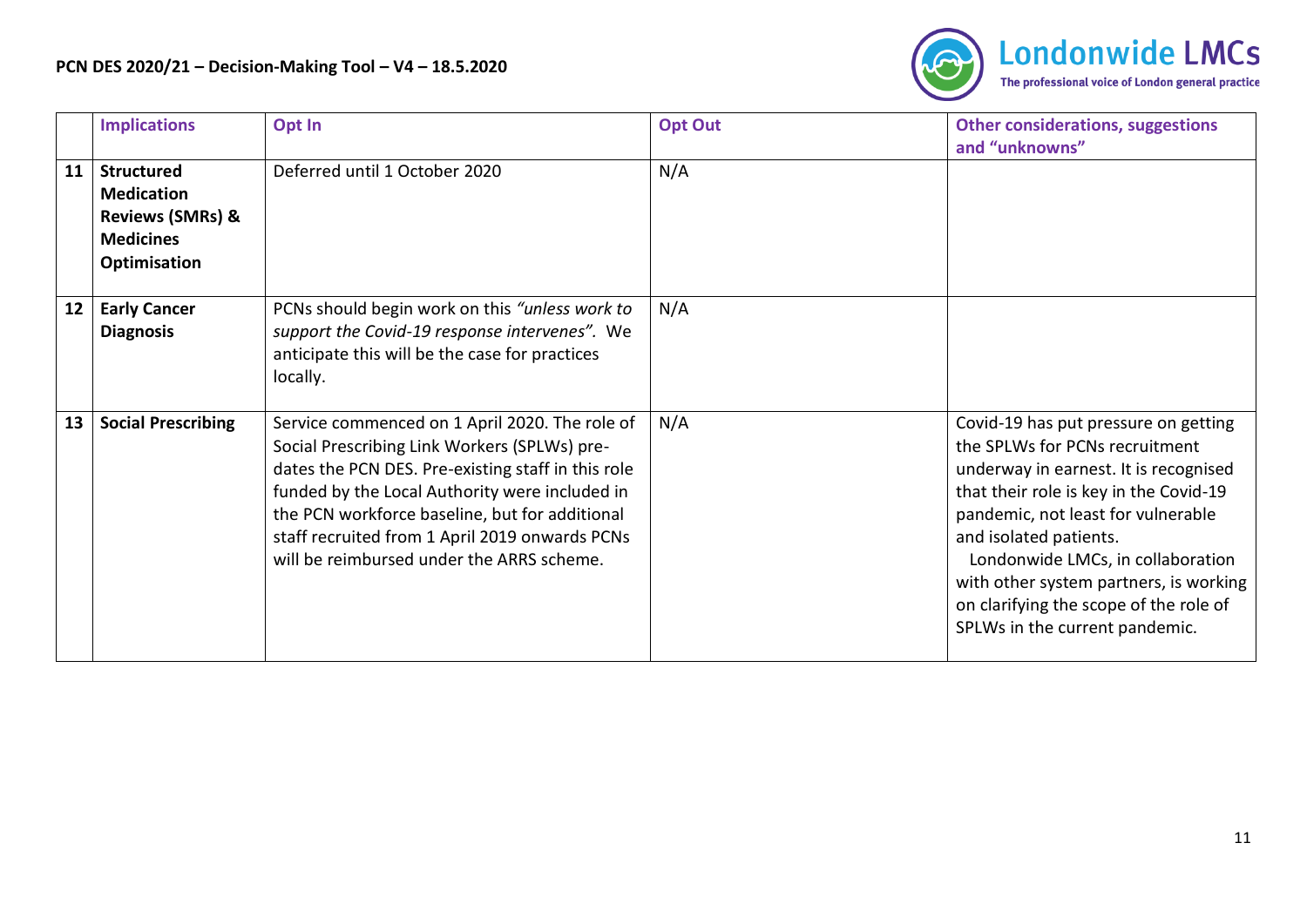| | Implications | Opt In | Opt Out | Other considerations, suggestions and "unknowns" |
|---|---|---|---|---|
| 11 | **Structured Medication Reviews (SMRs) & Medicines Optimisation** | Deferred until 1 October 2020 | N/A | |
| 12 | **Early Cancer Diagnosis** | PCNs should begin work on this *"unless work to support the Covid-19 response intervenes".* We anticipate this will be the case for practices locally. | N/A | |
| 13 | **Social Prescribing** | Service commenced on 1 April 2020. The role of Social Prescribing Link Workers (SPLWs) pre-dates the PCN DES. Pre-existing staff in this role funded by the Local Authority were included in the PCN workforce baseline, but for additional staff recruited from 1 April 2019 onwards PCNs will be reimbursed under the ARRS scheme. | N/A | Covid-19 has put pressure on getting the SPLWs for PCNs recruitment underway in earnest. It is recognised that their role is key in the Covid-19 pandemic, not least for vulnerable and isolated patients. Londonwide LMCs, in collaboration with other system partners, is working on clarifying the scope of the role of SPLWs in the current pandemic. |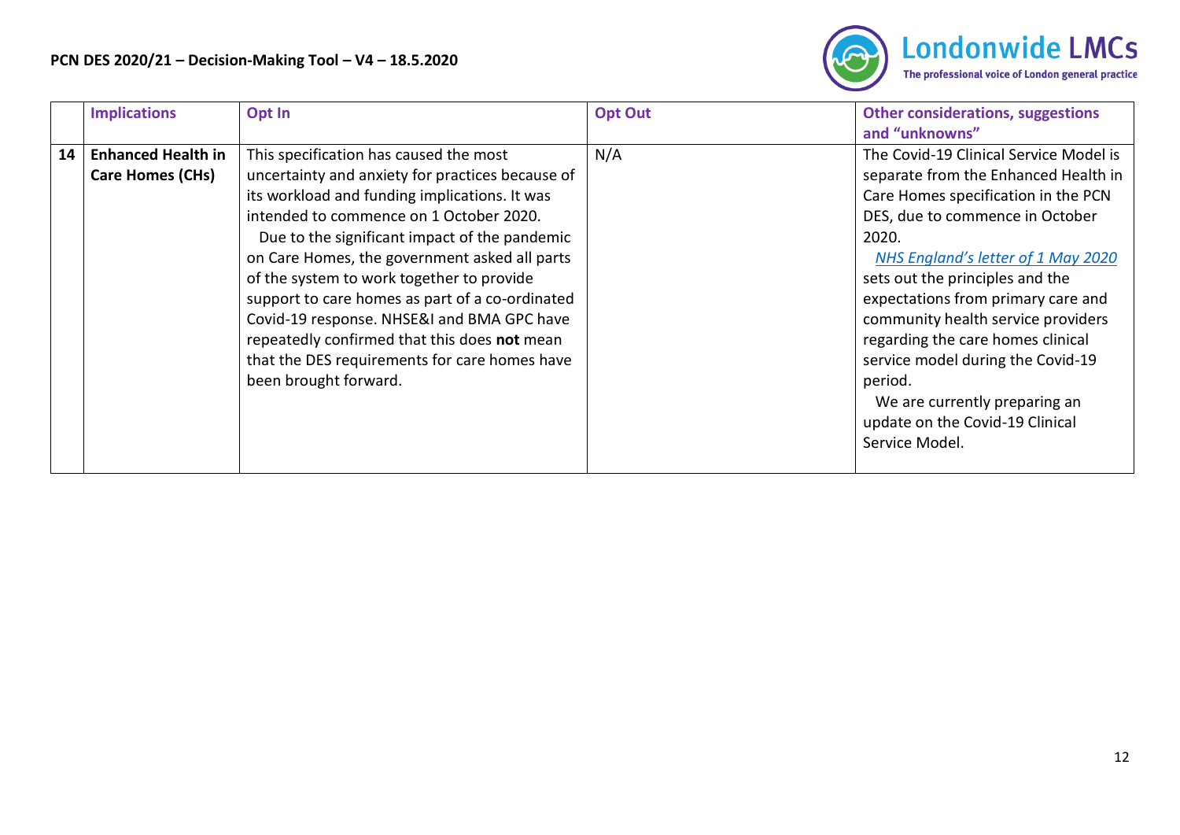| | Implications | Opt In | Opt Out | Other considerations, suggestions and "unknowns" |
|---|---|---|---|---|
| 14 | **Enhanced Health in Care Homes (CHs)** | This specification has caused the most uncertainty and anxiety for practices because of its workload and funding implications. It was intended to commence on 1 October 2020. Due to the significant impact of the pandemic on Care Homes, the government asked all parts of the system to work together to provide support to care homes as part of a co-ordinated Covid-19 response. NHSE&I and BMA GPC have repeatedly confirmed that this does **not** mean that the DES requirements for care homes have been brought forward. | N/A | The Covid-19 Clinical Service Model is separate from the Enhanced Health in Care Homes specification in the PCN DES, due to commence in October 2020. *NHS England's letter of 1 May 2020* sets out the principles and the expectations from primary care and community health service providers regarding the care homes clinical service model during the Covid-19 period. We are currently preparing an update on the Covid-19 Clinical Service Model. |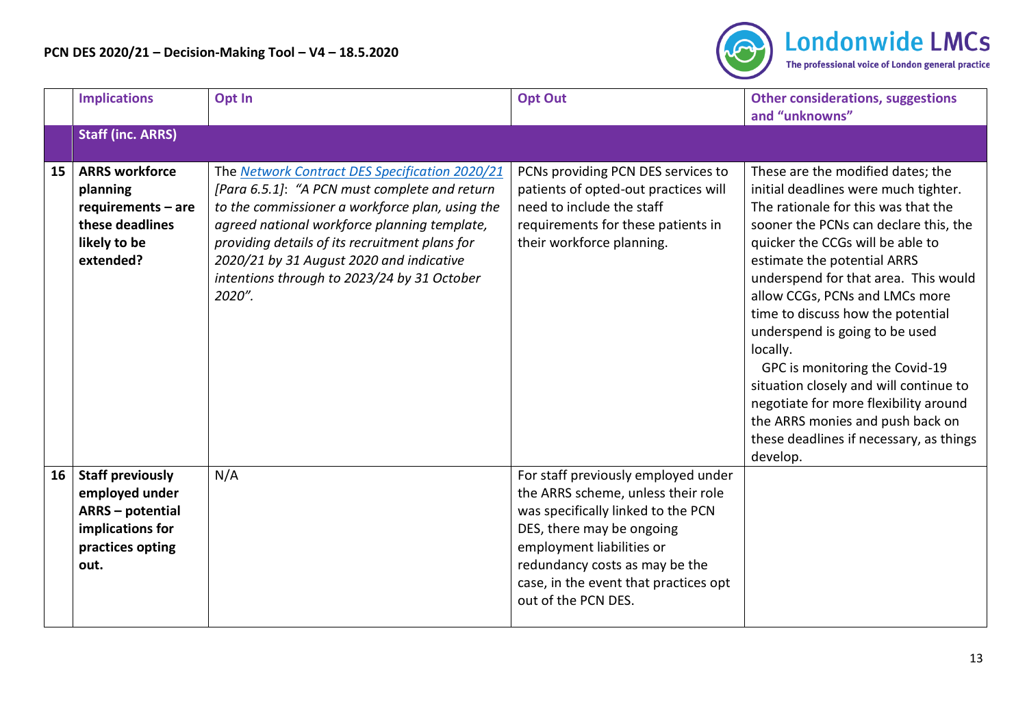| | Implications | Opt In | Opt Out | Other considerations, suggestions and "unknowns" |
|---|---|---|---|---|
| | **Staff (inc. ARRS)** | | | |
| **15** | **ARRS workforce planning requirements – are these deadlines likely to be extended?** | The [Network Contract DES Specification 2020/21]() *[Para 6.5.1]*: *"A PCN must complete and return to the commissioner a workforce plan, using the agreed national workforce planning template, providing details of its recruitment plans for 2020/21 by 31 August 2020 and indicative intentions through to 2023/24 by 31 October 2020".* | PCNs providing PCN DES services to patients of opted-out practices will need to include the staff requirements for these patients in their workforce planning. | These are the modified dates; the initial deadlines were much tighter. The rationale for this was that the sooner the PCNs can declare this, the quicker the CCGs will be able to estimate the potential ARRS underspend for that area. This would allow CCGs, PCNs and LMCs more time to discuss how the potential underspend is going to be used locally. GPC is monitoring the Covid-19 situation closely and will continue to negotiate for more flexibility around the ARRS monies and push back on these deadlines if necessary, as things develop. |
| **16** | **Staff previously employed under ARRS – potential implications for practices opting out.** | N/A | For staff previously employed under the ARRS scheme, unless their role was specifically linked to the PCN DES, there may be ongoing employment liabilities or redundancy costs as may be the case, in the event that practices opt out of the PCN DES. | |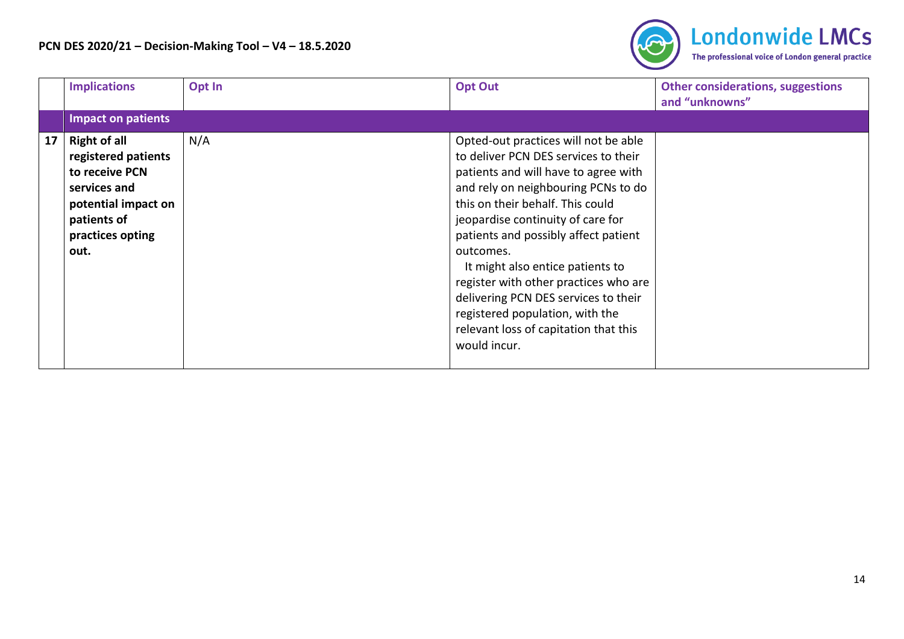| | Implications | Opt In | Opt Out | Other considerations, suggestions and "unknowns" |
|---|---|---|---|---|
| | **Impact on patients** | | | |
| 17 | **Right of all registered patients to receive PCN services and potential impact on patients of practices opting out.** | N/A | Opted-out practices will not be able to deliver PCN DES services to their patients and will have to agree with and rely on neighbouring PCNs to do this on their behalf. This could jeopardise continuity of care for patients and possibly affect patient outcomes. It might also entice patients to register with other practices who are delivering PCN DES services to their registered population, with the relevant loss of capitation that this would incur. | |